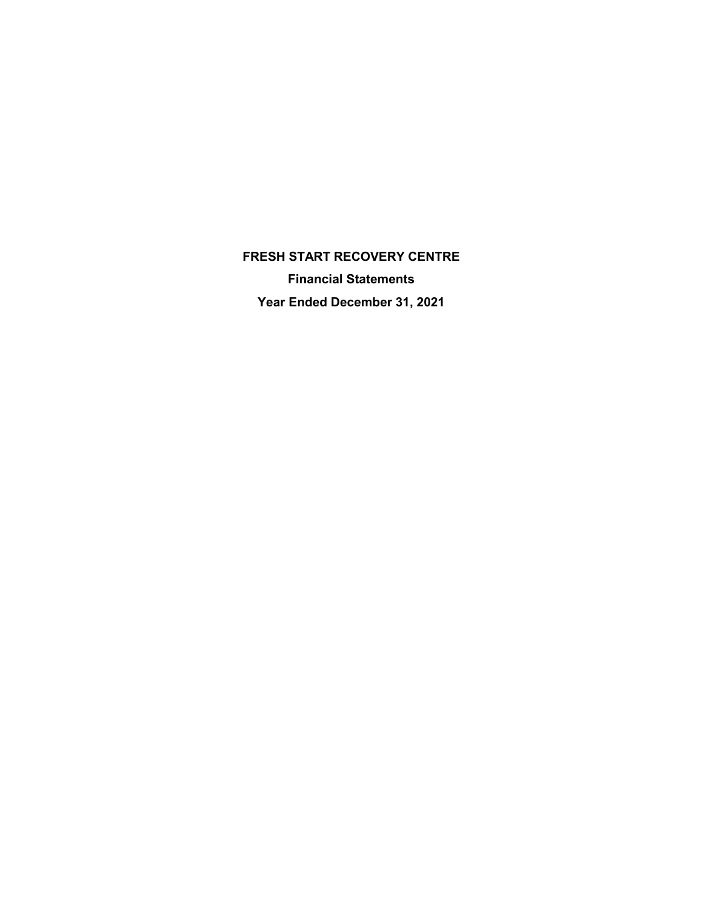# FRESH START RECOVERY CENTRE

## Financial Statements

## Year Ended December 31, 2021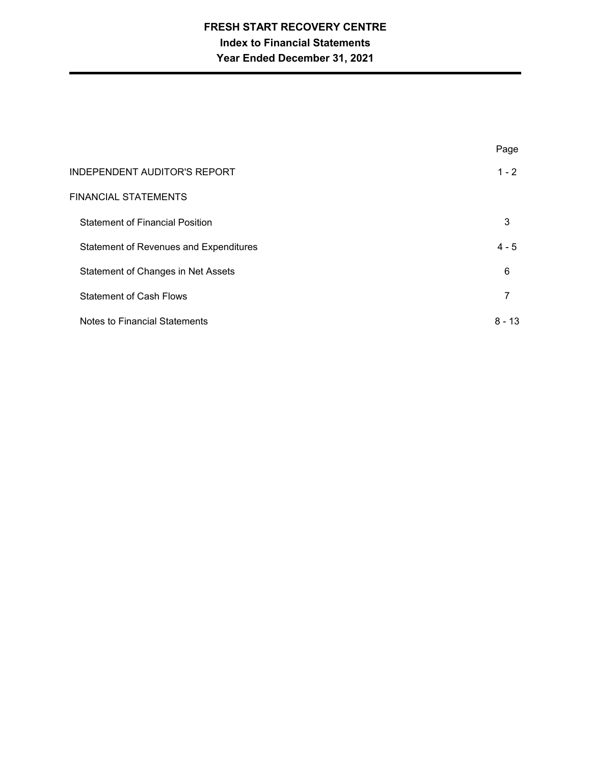# FRESH START RECOVERY CENTRE
## Index to Financial Statements
## Year Ended December 31, 2021

| | Page |
|---|---|
| INDEPENDENT AUDITOR'S REPORT | 1 - 2 |
| FINANCIAL STATEMENTS | |
| Statement of Financial Position | 3 |
| Statement of Revenues and Expenditures | 4 - 5 |
| Statement of Changes in Net Assets | 6 |
| Statement of Cash Flows | 7 |
| Notes to Financial Statements | 8 - 13 |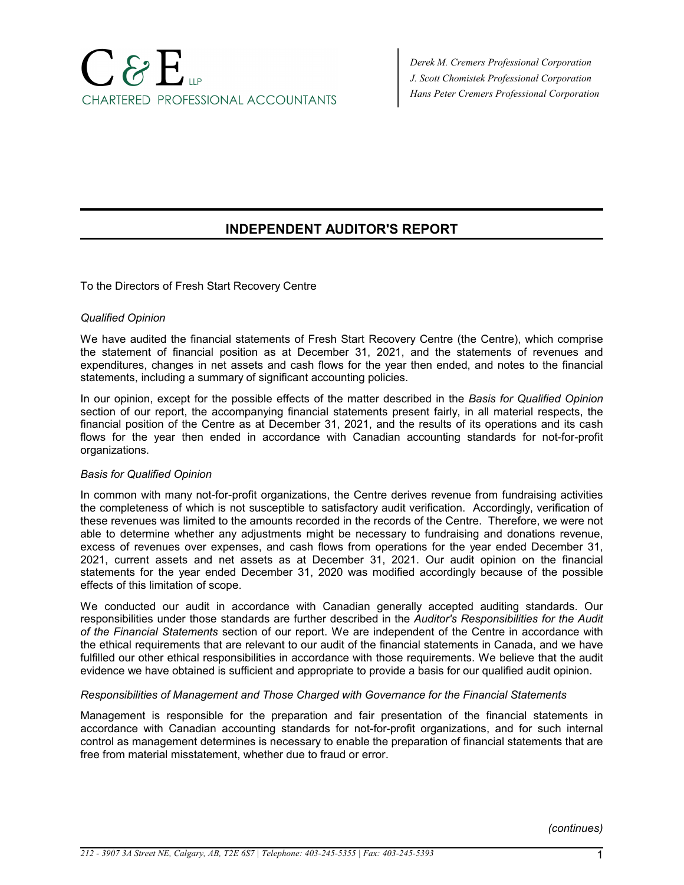C & E LLP
CHARTERED PROFESSIONAL ACCOUNTANTS

*Derek M. Cremers Professional Corporation*
*J. Scott Chomistek Professional Corporation*
*Hans Peter Cremers Professional Corporation*

# INDEPENDENT AUDITOR'S REPORT

To the Directors of Fresh Start Recovery Centre

*Qualified Opinion*

We have audited the financial statements of Fresh Start Recovery Centre (the Centre), which comprise the statement of financial position as at December 31, 2021, and the statements of revenues and expenditures, changes in net assets and cash flows for the year then ended, and notes to the financial statements, including a summary of significant accounting policies.

In our opinion, except for the possible effects of the matter described in the *Basis for Qualified Opinion* section of our report, the accompanying financial statements present fairly, in all material respects, the financial position of the Centre as at December 31, 2021, and the results of its operations and its cash flows for the year then ended in accordance with Canadian accounting standards for not-for-profit organizations.

*Basis for Qualified Opinion*

In common with many not-for-profit organizations, the Centre derives revenue from fundraising activities the completeness of which is not susceptible to satisfactory audit verification. Accordingly, verification of these revenues was limited to the amounts recorded in the records of the Centre. Therefore, we were not able to determine whether any adjustments might be necessary to fundraising and donations revenue, excess of revenues over expenses, and cash flows from operations for the year ended December 31, 2021, current assets and net assets as at December 31, 2021. Our audit opinion on the financial statements for the year ended December 31, 2020 was modified accordingly because of the possible effects of this limitation of scope.

We conducted our audit in accordance with Canadian generally accepted auditing standards. Our responsibilities under those standards are further described in the *Auditor's Responsibilities for the Audit of the Financial Statements* section of our report. We are independent of the Centre in accordance with the ethical requirements that are relevant to our audit of the financial statements in Canada, and we have fulfilled our other ethical responsibilities in accordance with those requirements. We believe that the audit evidence we have obtained is sufficient and appropriate to provide a basis for our qualified audit opinion.

*Responsibilities of Management and Those Charged with Governance for the Financial Statements*

Management is responsible for the preparation and fair presentation of the financial statements in accordance with Canadian accounting standards for not-for-profit organizations, and for such internal control as management determines is necessary to enable the preparation of financial statements that are free from material misstatement, whether due to fraud or error.

*(continues)*

*212 - 3907 3A Street NE, Calgary, AB, T2E 6S7 | Telephone: 403-245-5355 | Fax: 403-245-5393*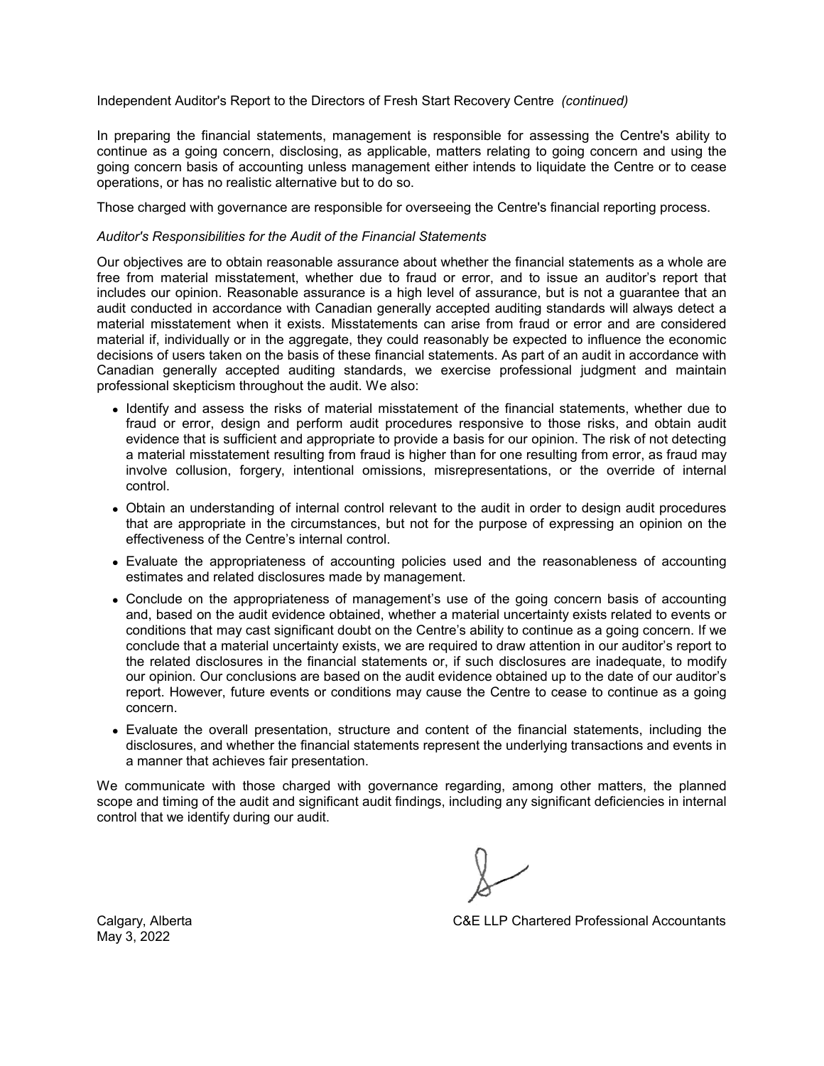Independent Auditor's Report to the Directors of Fresh Start Recovery Centre *(continued)*

In preparing the financial statements, management is responsible for assessing the Centre's ability to continue as a going concern, disclosing, as applicable, matters relating to going concern and using the going concern basis of accounting unless management either intends to liquidate the Centre or to cease operations, or has no realistic alternative but to do so.

Those charged with governance are responsible for overseeing the Centre's financial reporting process.

*Auditor's Responsibilities for the Audit of the Financial Statements*

Our objectives are to obtain reasonable assurance about whether the financial statements as a whole are free from material misstatement, whether due to fraud or error, and to issue an auditor's report that includes our opinion. Reasonable assurance is a high level of assurance, but is not a guarantee that an audit conducted in accordance with Canadian generally accepted auditing standards will always detect a material misstatement when it exists. Misstatements can arise from fraud or error and are considered material if, individually or in the aggregate, they could reasonably be expected to influence the economic decisions of users taken on the basis of these financial statements. As part of an audit in accordance with Canadian generally accepted auditing standards, we exercise professional judgment and maintain professional skepticism throughout the audit. We also:

- Identify and assess the risks of material misstatement of the financial statements, whether due to fraud or error, design and perform audit procedures responsive to those risks, and obtain audit evidence that is sufficient and appropriate to provide a basis for our opinion. The risk of not detecting a material misstatement resulting from fraud is higher than for one resulting from error, as fraud may involve collusion, forgery, intentional omissions, misrepresentations, or the override of internal control.
- Obtain an understanding of internal control relevant to the audit in order to design audit procedures that are appropriate in the circumstances, but not for the purpose of expressing an opinion on the effectiveness of the Centre's internal control.
- Evaluate the appropriateness of accounting policies used and the reasonableness of accounting estimates and related disclosures made by management.
- Conclude on the appropriateness of management's use of the going concern basis of accounting and, based on the audit evidence obtained, whether a material uncertainty exists related to events or conditions that may cast significant doubt on the Centre's ability to continue as a going concern. If we conclude that a material uncertainty exists, we are required to draw attention in our auditor's report to the related disclosures in the financial statements or, if such disclosures are inadequate, to modify our opinion. Our conclusions are based on the audit evidence obtained up to the date of our auditor's report. However, future events or conditions may cause the Centre to cease to continue as a going concern.
- Evaluate the overall presentation, structure and content of the financial statements, including the disclosures, and whether the financial statements represent the underlying transactions and events in a manner that achieves fair presentation.

We communicate with those charged with governance regarding, among other matters, the planned scope and timing of the audit and significant audit findings, including any significant deficiencies in internal control that we identify during our audit.

Calgary, Alberta
May 3, 2022

C&E LLP Chartered Professional Accountants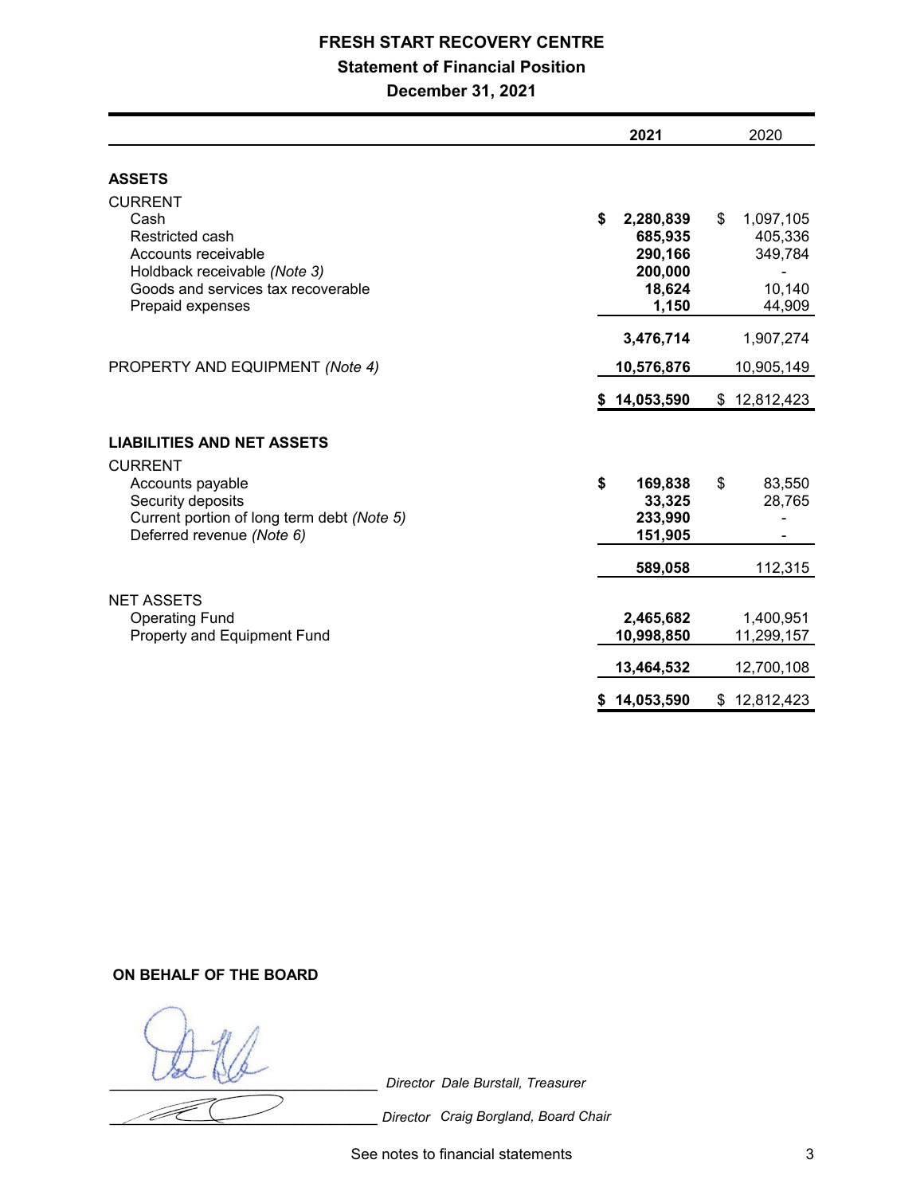# FRESH START RECOVERY CENTRE

## Statement of Financial Position

### December 31, 2021

| | 2021 | 2020 |
|---|---|---|
| **ASSETS** | | |
| CURRENT | | |
| Cash | **$ 2,280,839** | $ 1,097,105 |
| Restricted cash | **685,935** | 405,336 |
| Accounts receivable | **290,166** | 349,784 |
| Holdback receivable *(Note 3)* | **200,000** | - |
| Goods and services tax recoverable | **18,624** | 10,140 |
| Prepaid expenses | **1,150** | 44,909 |
| | **3,476,714** | 1,907,274 |
| PROPERTY AND EQUIPMENT *(Note 4)* | **10,576,876** | 10,905,149 |
| | **$ 14,053,590** | $ 12,812,423 |
| **LIABILITIES AND NET ASSETS** | | |
| CURRENT | | |
| Accounts payable | **$ 169,838** | $ 83,550 |
| Security deposits | **33,325** | 28,765 |
| Current portion of long term debt *(Note 5)* | **233,990** | - |
| Deferred revenue *(Note 6)* | **151,905** | - |
| | **589,058** | 112,315 |
| NET ASSETS | | |
| Operating Fund | **2,465,682** | 1,400,951 |
| Property and Equipment Fund | **10,998,850** | 11,299,157 |
| | **13,464,532** | 12,700,108 |
| | **$ 14,053,590** | $ 12,812,423 |

**ON BEHALF OF THE BOARD**

_________________________ *Director Dale Burstall, Treasurer*

_________________________ *Director Craig Borgland, Board Chair*

See notes to financial statements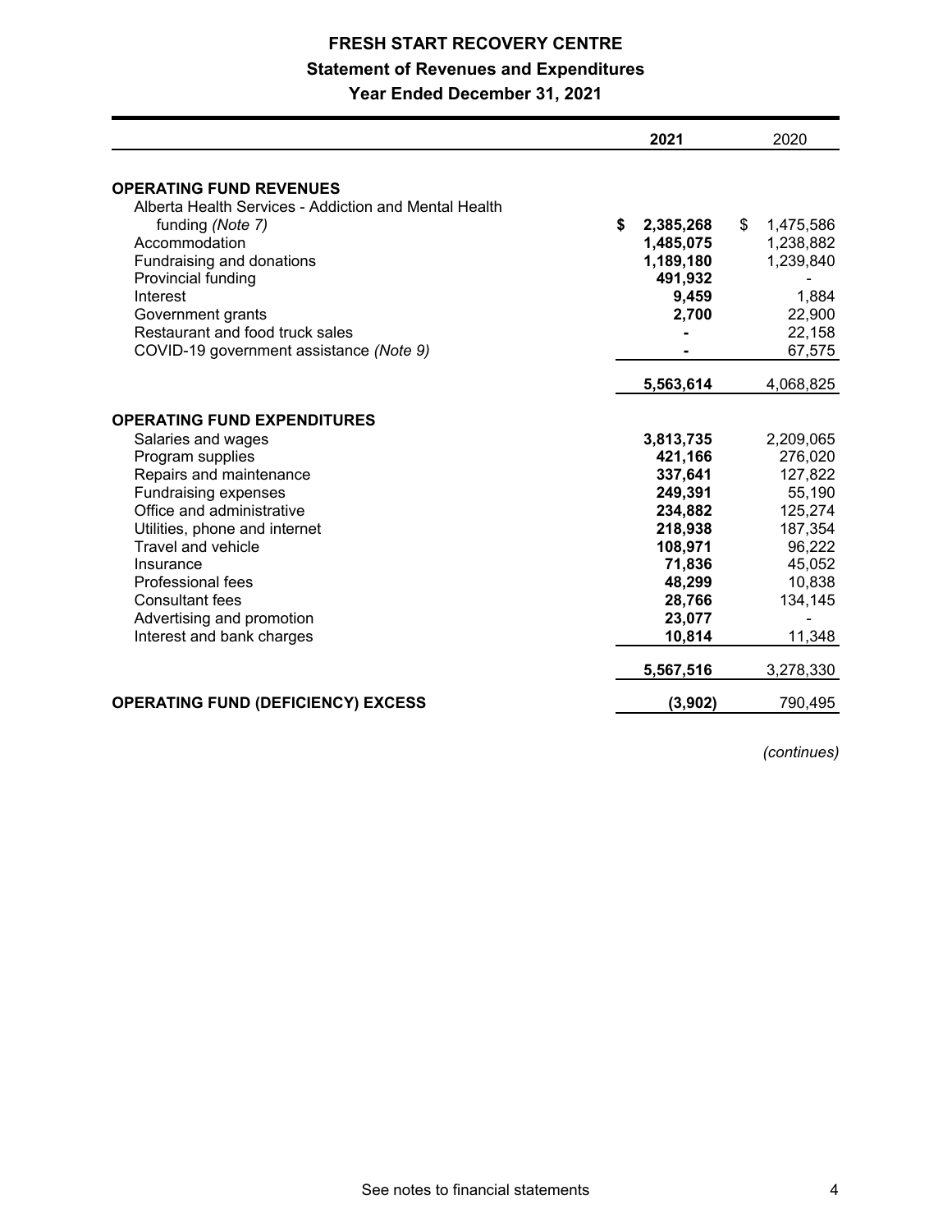# FRESH START RECOVERY CENTRE

## Statement of Revenues and Expenditures

### Year Ended December 31, 2021

| | 2021 | 2020 |
|---|---|---|
| **OPERATING FUND REVENUES** | | |
| Alberta Health Services - Addiction and Mental Health funding *(Note 7)* | **$ 2,385,268** | $ 1,475,586 |
| Accommodation | **1,485,075** | 1,238,882 |
| Fundraising and donations | **1,189,180** | 1,239,840 |
| Provincial funding | **491,932** | - |
| Interest | **9,459** | 1,884 |
| Government grants | **2,700** | 22,900 |
| Restaurant and food truck sales | **-** | 22,158 |
| COVID-19 government assistance *(Note 9)* | **-** | 67,575 |
| | **5,563,614** | 4,068,825 |
| **OPERATING FUND EXPENDITURES** | | |
| Salaries and wages | **3,813,735** | 2,209,065 |
| Program supplies | **421,166** | 276,020 |
| Repairs and maintenance | **337,641** | 127,822 |
| Fundraising expenses | **249,391** | 55,190 |
| Office and administrative | **234,882** | 125,274 |
| Utilities, phone and internet | **218,938** | 187,354 |
| Travel and vehicle | **108,971** | 96,222 |
| Insurance | **71,836** | 45,052 |
| Professional fees | **48,299** | 10,838 |
| Consultant fees | **28,766** | 134,145 |
| Advertising and promotion | **23,077** | - |
| Interest and bank charges | **10,814** | 11,348 |
| | **5,567,516** | 3,278,330 |
| **OPERATING FUND (DEFICIENCY) EXCESS** | **(3,902)** | 790,495 |

*(continues)*

See notes to financial statements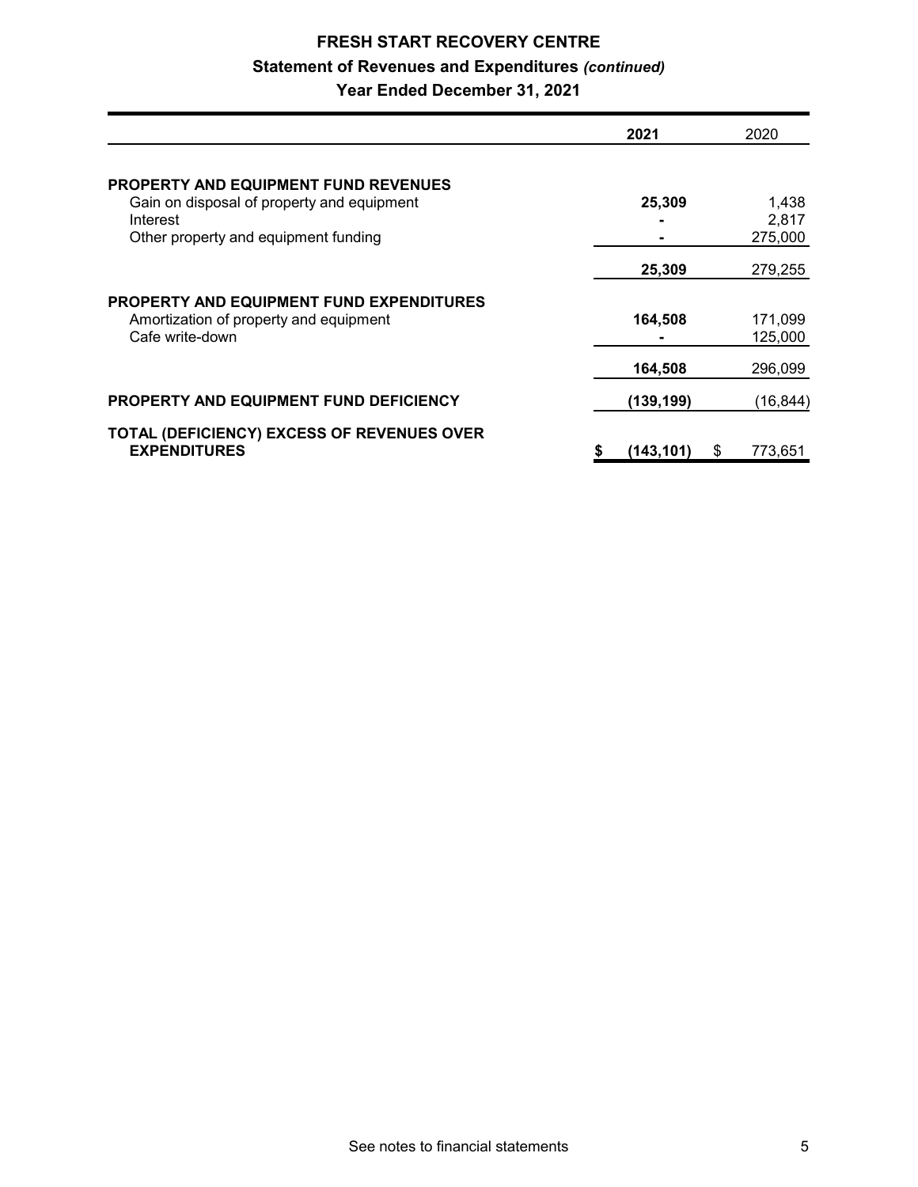# FRESH START RECOVERY CENTRE

## Statement of Revenues and Expenditures *(continued)*

### Year Ended December 31, 2021

| | 2021 | 2020 |
|---|---|---|
| **PROPERTY AND EQUIPMENT FUND REVENUES** | | |
| Gain on disposal of property and equipment | **25,309** | 1,438 |
| Interest | **-** | 2,817 |
| Other property and equipment funding | **-** | 275,000 |
| | **25,309** | 279,255 |
| **PROPERTY AND EQUIPMENT FUND EXPENDITURES** | | |
| Amortization of property and equipment | **164,508** | 171,099 |
| Cafe write-down | **-** | 125,000 |
| | **164,508** | 296,099 |
| **PROPERTY AND EQUIPMENT FUND DEFICIENCY** | **(139,199)** | (16,844) |
| **TOTAL (DEFICIENCY) EXCESS OF REVENUES OVER EXPENDITURES** | **$ (143,101)** | $ 773,651 |

See notes to financial statements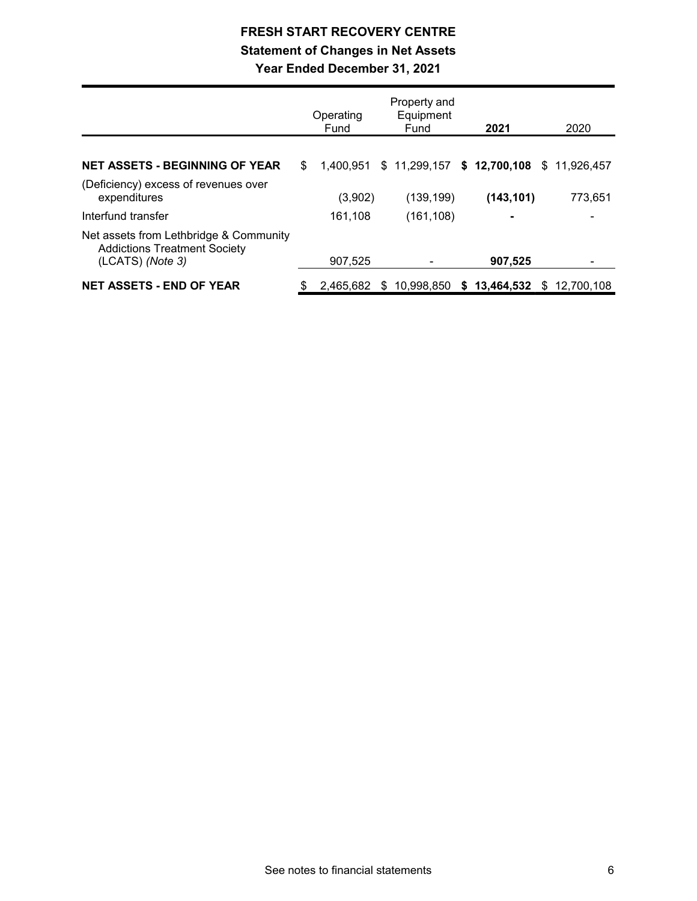# FRESH START RECOVERY CENTRE

## Statement of Changes in Net Assets

### Year Ended December 31, 2021

| | Operating Fund | Property and Equipment Fund | 2021 | 2020 |
|---|---|---|---|---|
| **NET ASSETS - BEGINNING OF YEAR** | $ 1,400,951 | $ 11,299,157 | **$ 12,700,108** | $ 11,926,457 |
| (Deficiency) excess of revenues over expenditures | (3,902) | (139,199) | **(143,101)** | 773,651 |
| Interfund transfer | 161,108 | (161,108) | **-** | - |
| Net assets from Lethbridge & Community Addictions Treatment Society (LCATS) *(Note 3)* | 907,525 | - | **907,525** | - |
| **NET ASSETS - END OF YEAR** | $ 2,465,682 | $ 10,998,850 | **$ 13,464,532** | $ 12,700,108 |

See notes to financial statements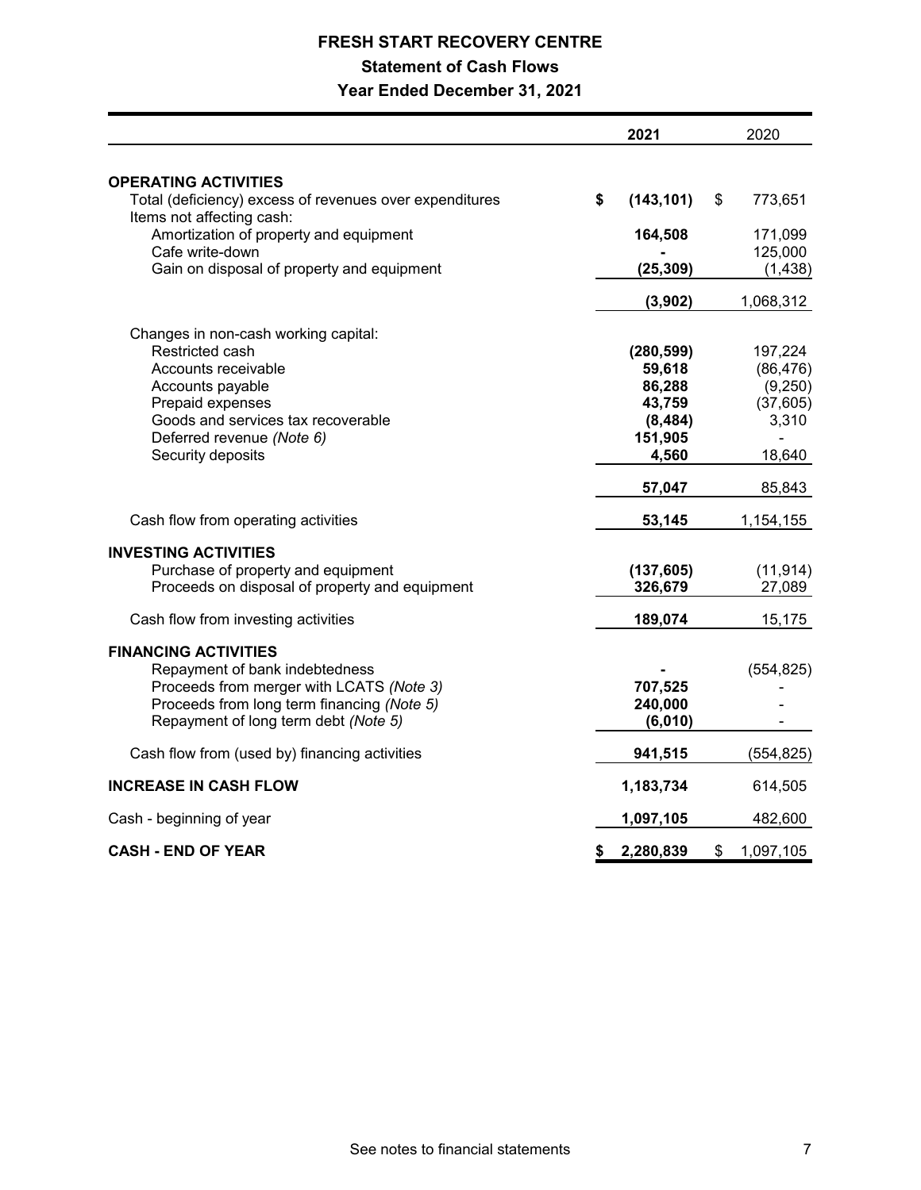# FRESH START RECOVERY CENTRE

## Statement of Cash Flows

### Year Ended December 31, 2021

| | 2021 | 2020 |
|---|---|---|
| **OPERATING ACTIVITIES** | | |
| Total (deficiency) excess of revenues over expenditures | **$ (143,101)** | $ 773,651 |
| Items not affecting cash: | | |
| Amortization of property and equipment | **164,508** | 171,099 |
| Cafe write-down | **-** | 125,000 |
| Gain on disposal of property and equipment | **(25,309)** | (1,438) |
| | **(3,902)** | 1,068,312 |
| Changes in non-cash working capital: | | |
| Restricted cash | **(280,599)** | 197,224 |
| Accounts receivable | **59,618** | (86,476) |
| Accounts payable | **86,288** | (9,250) |
| Prepaid expenses | **43,759** | (37,605) |
| Goods and services tax recoverable | **(8,484)** | 3,310 |
| Deferred revenue *(Note 6)* | **151,905** | - |
| Security deposits | **4,560** | 18,640 |
| | **57,047** | 85,843 |
| Cash flow from operating activities | **53,145** | 1,154,155 |
| **INVESTING ACTIVITIES** | | |
| Purchase of property and equipment | **(137,605)** | (11,914) |
| Proceeds on disposal of property and equipment | **326,679** | 27,089 |
| Cash flow from investing activities | **189,074** | 15,175 |
| **FINANCING ACTIVITIES** | | |
| Repayment of bank indebtedness | **-** | (554,825) |
| Proceeds from merger with LCATS *(Note 3)* | **707,525** | - |
| Proceeds from long term financing *(Note 5)* | **240,000** | - |
| Repayment of long term debt *(Note 5)* | **(6,010)** | - |
| Cash flow from (used by) financing activities | **941,515** | (554,825) |
| **INCREASE IN CASH FLOW** | **1,183,734** | 614,505 |
| Cash - beginning of year | **1,097,105** | 482,600 |
| **CASH - END OF YEAR** | **$ 2,280,839** | $ 1,097,105 |

See notes to financial statements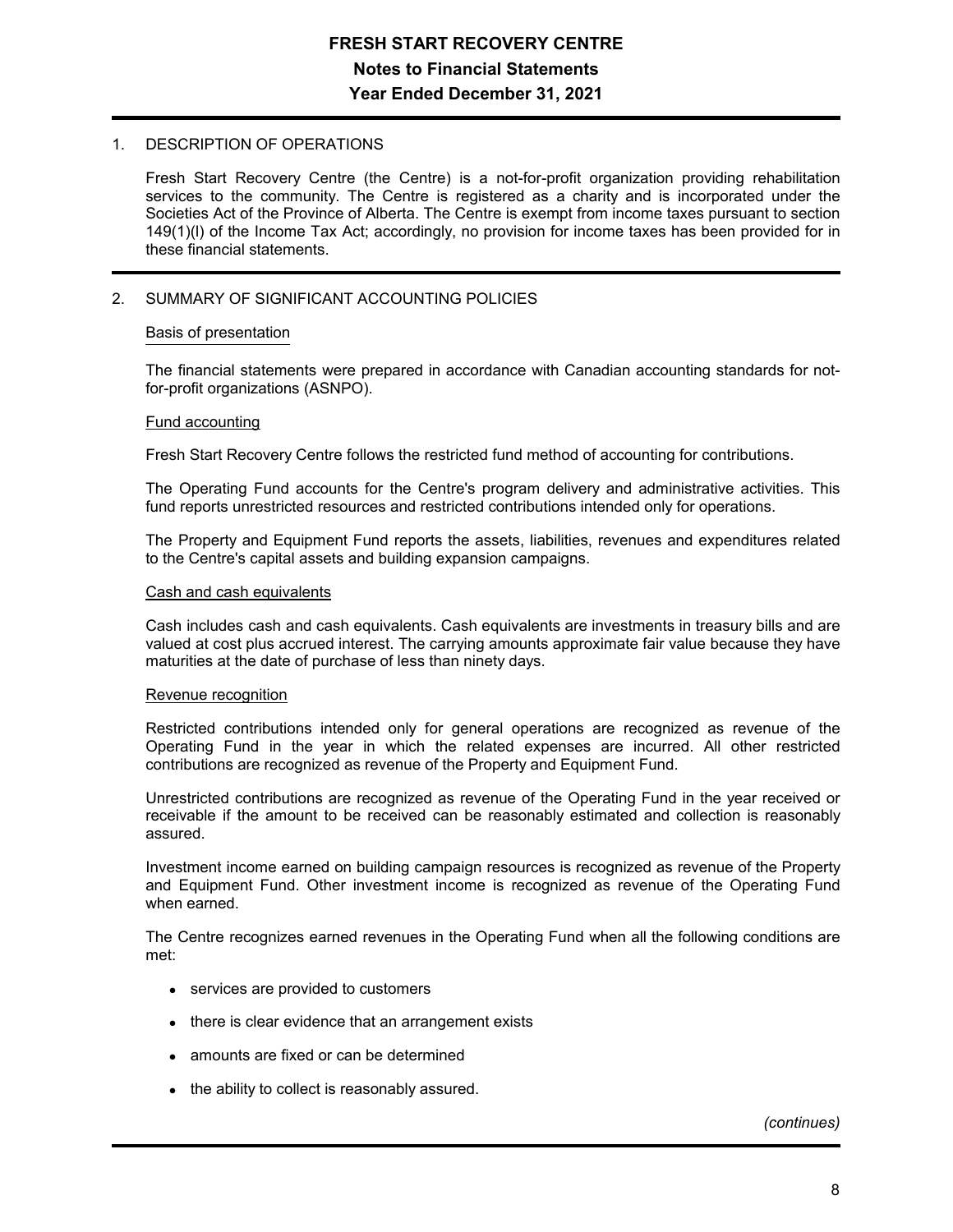# FRESH START RECOVERY CENTRE

## Notes to Financial Statements

## Year Ended December 31, 2021

### 1. DESCRIPTION OF OPERATIONS

Fresh Start Recovery Centre (the Centre) is a not-for-profit organization providing rehabilitation services to the community. The Centre is registered as a charity and is incorporated under the Societies Act of the Province of Alberta. The Centre is exempt from income taxes pursuant to section 149(1)(l) of the Income Tax Act; accordingly, no provision for income taxes has been provided for in these financial statements.

### 2. SUMMARY OF SIGNIFICANT ACCOUNTING POLICIES

#### Basis of presentation

The financial statements were prepared in accordance with Canadian accounting standards for not-for-profit organizations (ASNPO).

#### Fund accounting

Fresh Start Recovery Centre follows the restricted fund method of accounting for contributions.

The Operating Fund accounts for the Centre's program delivery and administrative activities. This fund reports unrestricted resources and restricted contributions intended only for operations.

The Property and Equipment Fund reports the assets, liabilities, revenues and expenditures related to the Centre's capital assets and building expansion campaigns.

#### Cash and cash equivalents

Cash includes cash and cash equivalents. Cash equivalents are investments in treasury bills and are valued at cost plus accrued interest. The carrying amounts approximate fair value because they have maturities at the date of purchase of less than ninety days.

#### Revenue recognition

Restricted contributions intended only for general operations are recognized as revenue of the Operating Fund in the year in which the related expenses are incurred. All other restricted contributions are recognized as revenue of the Property and Equipment Fund.

Unrestricted contributions are recognized as revenue of the Operating Fund in the year received or receivable if the amount to be received can be reasonably estimated and collection is reasonably assured.

Investment income earned on building campaign resources is recognized as revenue of the Property and Equipment Fund. Other investment income is recognized as revenue of the Operating Fund when earned.

The Centre recognizes earned revenues in the Operating Fund when all the following conditions are met:

- services are provided to customers
- there is clear evidence that an arrangement exists
- amounts are fixed or can be determined
- the ability to collect is reasonably assured.

*(continues)*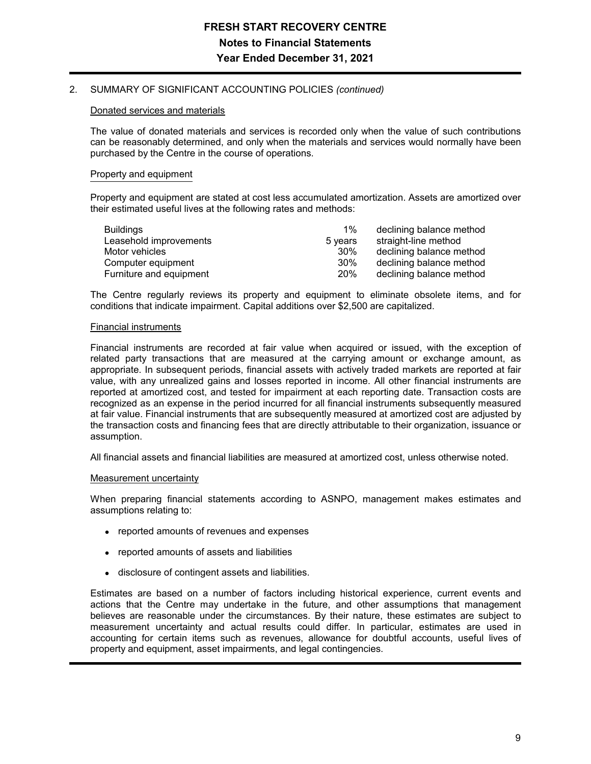# FRESH START RECOVERY CENTRE

## Notes to Financial Statements

## Year Ended December 31, 2021

2. SUMMARY OF SIGNIFICANT ACCOUNTING POLICIES *(continued)*

### Donated services and materials

The value of donated materials and services is recorded only when the value of such contributions can be reasonably determined, and only when the materials and services would normally have been purchased by the Centre in the course of operations.

### Property and equipment

Property and equipment are stated at cost less accumulated amortization. Assets are amortized over their estimated useful lives at the following rates and methods:

| | | |
|---|---|---|
| Buildings | 1% | declining balance method |
| Leasehold improvements | 5 years | straight-line method |
| Motor vehicles | 30% | declining balance method |
| Computer equipment | 30% | declining balance method |
| Furniture and equipment | 20% | declining balance method |

The Centre regularly reviews its property and equipment to eliminate obsolete items, and for conditions that indicate impairment. Capital additions over $2,500 are capitalized.

### Financial instruments

Financial instruments are recorded at fair value when acquired or issued, with the exception of related party transactions that are measured at the carrying amount or exchange amount, as appropriate. In subsequent periods, financial assets with actively traded markets are reported at fair value, with any unrealized gains and losses reported in income. All other financial instruments are reported at amortized cost, and tested for impairment at each reporting date. Transaction costs are recognized as an expense in the period incurred for all financial instruments subsequently measured at fair value. Financial instruments that are subsequently measured at amortized cost are adjusted by the transaction costs and financing fees that are directly attributable to their organization, issuance or assumption.

All financial assets and financial liabilities are measured at amortized cost, unless otherwise noted.

### Measurement uncertainty

When preparing financial statements according to ASNPO, management makes estimates and assumptions relating to:

- reported amounts of revenues and expenses
- reported amounts of assets and liabilities
- disclosure of contingent assets and liabilities.

Estimates are based on a number of factors including historical experience, current events and actions that the Centre may undertake in the future, and other assumptions that management believes are reasonable under the circumstances. By their nature, these estimates are subject to measurement uncertainty and actual results could differ. In particular, estimates are used in accounting for certain items such as revenues, allowance for doubtful accounts, useful lives of property and equipment, asset impairments, and legal contingencies.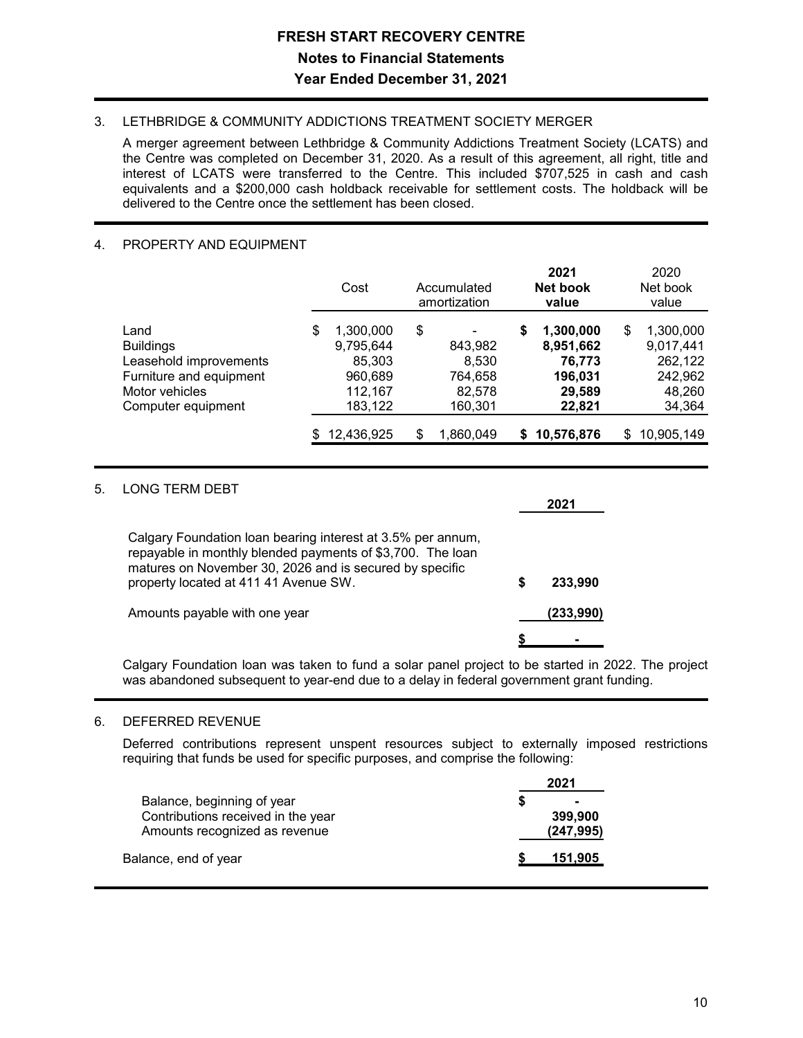# FRESH START RECOVERY CENTRE

## Notes to Financial Statements

## Year Ended December 31, 2021

### 3. LETHBRIDGE & COMMUNITY ADDICTIONS TREATMENT SOCIETY MERGER

A merger agreement between Lethbridge & Community Addictions Treatment Society (LCATS) and the Centre was completed on December 31, 2020. As a result of this agreement, all right, title and interest of LCATS were transferred to the Centre. This included $707,525 in cash and cash equivalents and a $200,000 cash holdback receivable for settlement costs. The holdback will be delivered to the Centre once the settlement has been closed.

### 4. PROPERTY AND EQUIPMENT

| | Cost | Accumulated amortization | **2021 Net book value** | 2020 Net book value |
|---|---|---|---|---|
| Land | $ 1,300,000 | $ - | **$ 1,300,000** | $ 1,300,000 |
| Buildings | 9,795,644 | 843,982 | **8,951,662** | 9,017,441 |
| Leasehold improvements | 85,303 | 8,530 | **76,773** | 262,122 |
| Furniture and equipment | 960,689 | 764,658 | **196,031** | 242,962 |
| Motor vehicles | 112,167 | 82,578 | **29,589** | 48,260 |
| Computer equipment | 183,122 | 160,301 | **22,821** | 34,364 |
| | $ 12,436,925 | $ 1,860,049 | **$ 10,576,876** | $ 10,905,149 |

### 5. LONG TERM DEBT

| | **2021** |
|---|---|
| Calgary Foundation loan bearing interest at 3.5% per annum, repayable in monthly blended payments of $3,700. The loan matures on November 30, 2026 and is secured by specific property located at 411 41 Avenue SW. | **$ 233,990** |
| Amounts payable with one year | **(233,990)** |
| | **$ -** |

Calgary Foundation loan was taken to fund a solar panel project to be started in 2022. The project was abandoned subsequent to year-end due to a delay in federal government grant funding.

### 6. DEFERRED REVENUE

Deferred contributions represent unspent resources subject to externally imposed restrictions requiring that funds be used for specific purposes, and comprise the following:

| | **2021** |
|---|---|
| Balance, beginning of year | **$ -** |
| Contributions received in the year | **399,900** |
| Amounts recognized as revenue | **(247,995)** |
| Balance, end of year | **$ 151,905** |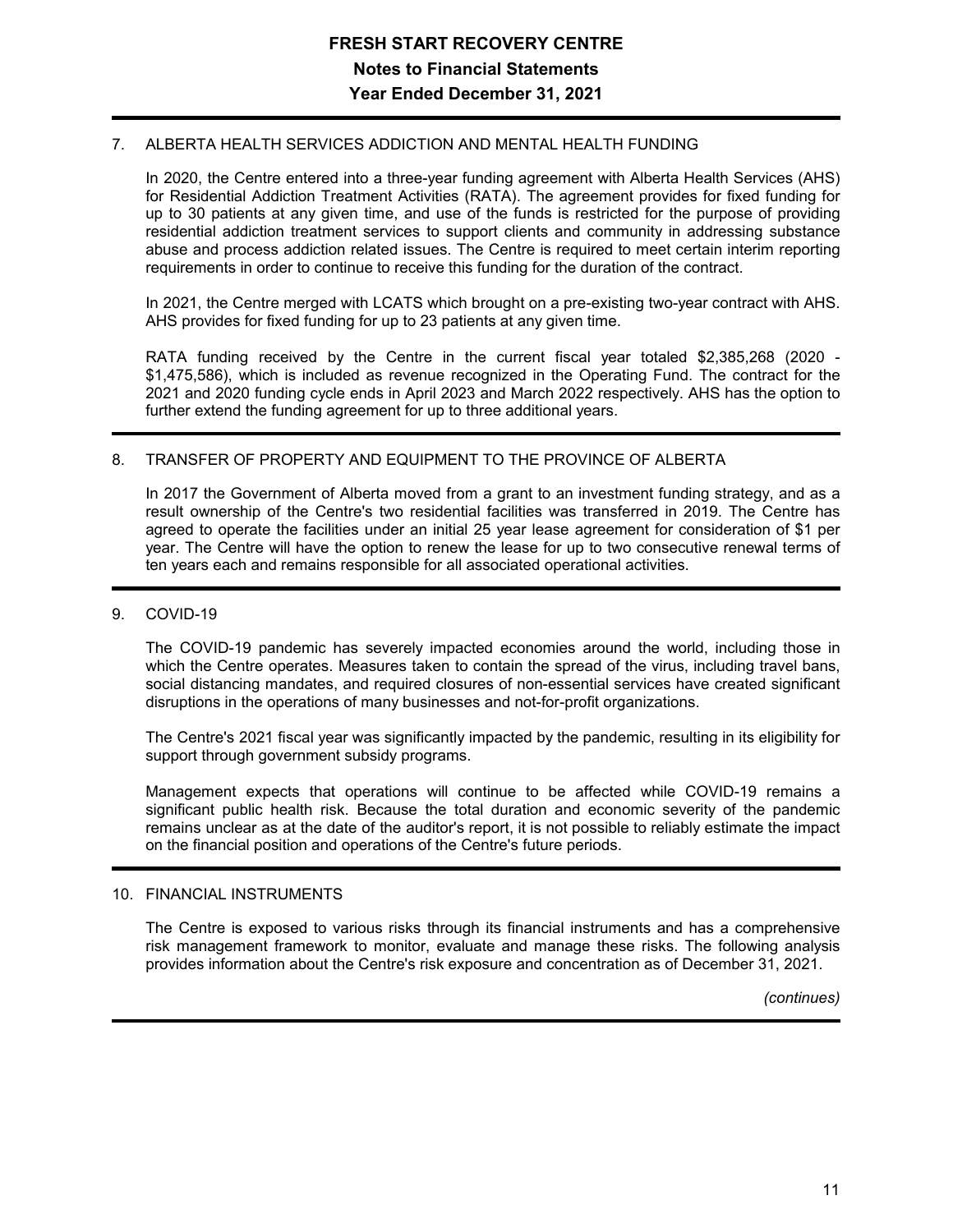## 7. ALBERTA HEALTH SERVICES ADDICTION AND MENTAL HEALTH FUNDING

In 2020, the Centre entered into a three-year funding agreement with Alberta Health Services (AHS) for Residential Addiction Treatment Activities (RATA). The agreement provides for fixed funding for up to 30 patients at any given time, and use of the funds is restricted for the purpose of providing residential addiction treatment services to support clients and community in addressing substance abuse and process addiction related issues. The Centre is required to meet certain interim reporting requirements in order to continue to receive this funding for the duration of the contract.

In 2021, the Centre merged with LCATS which brought on a pre-existing two-year contract with AHS. AHS provides for fixed funding for up to 23 patients at any given time.

RATA funding received by the Centre in the current fiscal year totaled $2,385,268 (2020 - $1,475,586), which is included as revenue recognized in the Operating Fund. The contract for the 2021 and 2020 funding cycle ends in April 2023 and March 2022 respectively. AHS has the option to further extend the funding agreement for up to three additional years.

## 8. TRANSFER OF PROPERTY AND EQUIPMENT TO THE PROVINCE OF ALBERTA

In 2017 the Government of Alberta moved from a grant to an investment funding strategy, and as a result ownership of the Centre's two residential facilities was transferred in 2019. The Centre has agreed to operate the facilities under an initial 25 year lease agreement for consideration of $1 per year. The Centre will have the option to renew the lease for up to two consecutive renewal terms of ten years each and remains responsible for all associated operational activities.

## 9. COVID-19

The COVID-19 pandemic has severely impacted economies around the world, including those in which the Centre operates. Measures taken to contain the spread of the virus, including travel bans, social distancing mandates, and required closures of non-essential services have created significant disruptions in the operations of many businesses and not-for-profit organizations.

The Centre's 2021 fiscal year was significantly impacted by the pandemic, resulting in its eligibility for support through government subsidy programs.

Management expects that operations will continue to be affected while COVID-19 remains a significant public health risk. Because the total duration and economic severity of the pandemic remains unclear as at the date of the auditor's report, it is not possible to reliably estimate the impact on the financial position and operations of the Centre's future periods.

## 10. FINANCIAL INSTRUMENTS

The Centre is exposed to various risks through its financial instruments and has a comprehensive risk management framework to monitor, evaluate and manage these risks. The following analysis provides information about the Centre's risk exposure and concentration as of December 31, 2021.

*(continues)*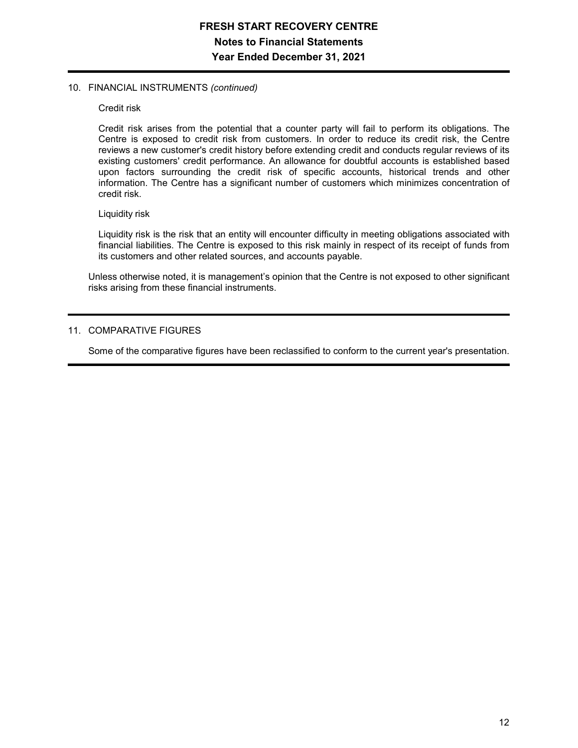## 10. FINANCIAL INSTRUMENTS *(continued)*

Credit risk

Credit risk arises from the potential that a counter party will fail to perform its obligations. The Centre is exposed to credit risk from customers. In order to reduce its credit risk, the Centre reviews a new customer's credit history before extending credit and conducts regular reviews of its existing customers' credit performance. An allowance for doubtful accounts is established based upon factors surrounding the credit risk of specific accounts, historical trends and other information. The Centre has a significant number of customers which minimizes concentration of credit risk.

Liquidity risk

Liquidity risk is the risk that an entity will encounter difficulty in meeting obligations associated with financial liabilities. The Centre is exposed to this risk mainly in respect of its receipt of funds from its customers and other related sources, and accounts payable.

Unless otherwise noted, it is management's opinion that the Centre is not exposed to other significant risks arising from these financial instruments.

## 11. COMPARATIVE FIGURES

Some of the comparative figures have been reclassified to conform to the current year's presentation.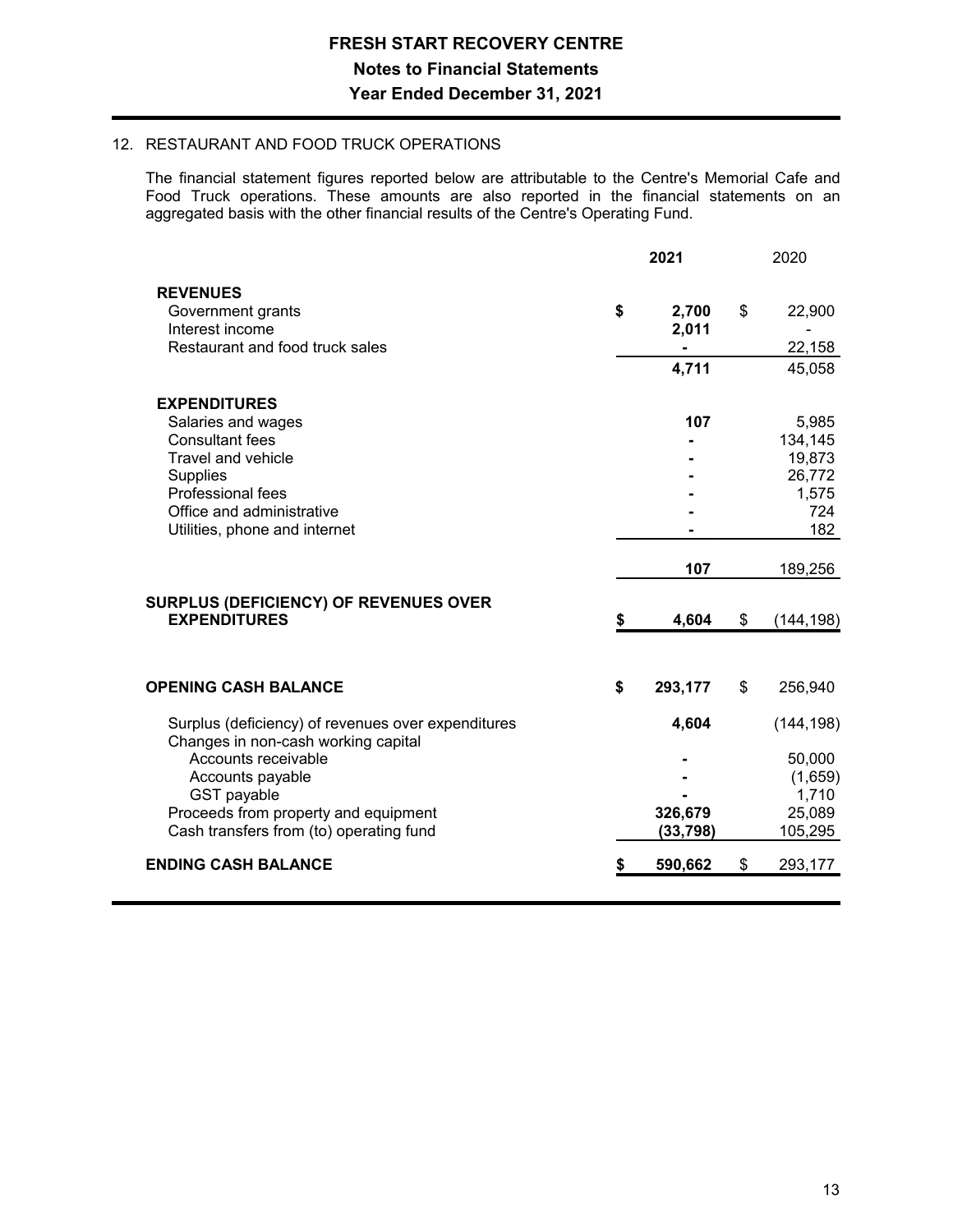## 12. RESTAURANT AND FOOD TRUCK OPERATIONS

The financial statement figures reported below are attributable to the Centre's Memorial Cafe and Food Truck operations. These amounts are also reported in the financial statements on an aggregated basis with the other financial results of the Centre's Operating Fund.

| | 2021 | 2020 |
|---|---|---|
| **REVENUES** | | |
| Government grants | $ 2,700 | $ 22,900 |
| Interest income | 2,011 | - |
| Restaurant and food truck sales | - | 22,158 |
| | 4,711 | 45,058 |
| **EXPENDITURES** | | |
| Salaries and wages | 107 | 5,985 |
| Consultant fees | - | 134,145 |
| Travel and vehicle | - | 19,873 |
| Supplies | - | 26,772 |
| Professional fees | - | 1,575 |
| Office and administrative | - | 724 |
| Utilities, phone and internet | - | 182 |
| | 107 | 189,256 |
| **SURPLUS (DEFICIENCY) OF REVENUES OVER EXPENDITURES** | $ 4,604 | $ (144,198) |
| **OPENING CASH BALANCE** | $ 293,177 | $ 256,940 |
| Surplus (deficiency) of revenues over expenditures | 4,604 | (144,198) |
| Changes in non-cash working capital | | |
| Accounts receivable | - | 50,000 |
| Accounts payable | - | (1,659) |
| GST payable | - | 1,710 |
| Proceeds from property and equipment | 326,679 | 25,089 |
| Cash transfers from (to) operating fund | (33,798) | 105,295 |
| **ENDING CASH BALANCE** | $ 590,662 | $ 293,177 |